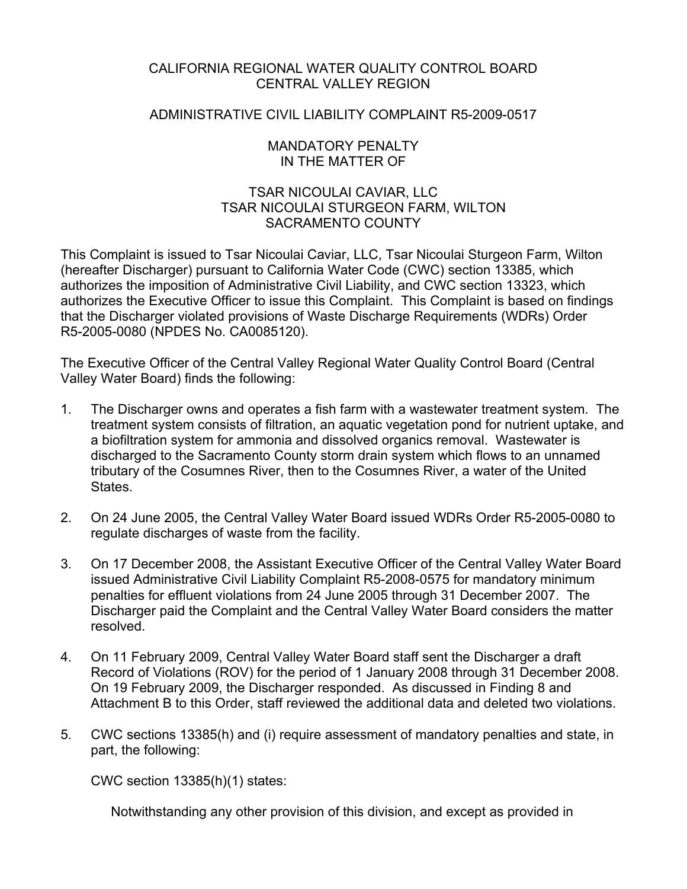CALIFORNIA REGIONAL WATER QUALITY CONTROL BOARD
CENTRAL VALLEY REGION

ADMINISTRATIVE CIVIL LIABILITY COMPLAINT R5-2009-0517

MANDATORY PENALTY
IN THE MATTER OF

TSAR NICOULAI CAVIAR, LLC
TSAR NICOULAI STURGEON FARM, WILTON
SACRAMENTO COUNTY

This Complaint is issued to Tsar Nicoulai Caviar, LLC, Tsar Nicoulai Sturgeon Farm, Wilton (hereafter Discharger) pursuant to California Water Code (CWC) section 13385, which authorizes the imposition of Administrative Civil Liability, and CWC section 13323, which authorizes the Executive Officer to issue this Complaint. This Complaint is based on findings that the Discharger violated provisions of Waste Discharge Requirements (WDRs) Order R5-2005-0080 (NPDES No. CA0085120).

The Executive Officer of the Central Valley Regional Water Quality Control Board (Central Valley Water Board) finds the following:

1. The Discharger owns and operates a fish farm with a wastewater treatment system. The treatment system consists of filtration, an aquatic vegetation pond for nutrient uptake, and a biofiltration system for ammonia and dissolved organics removal. Wastewater is discharged to the Sacramento County storm drain system which flows to an unnamed tributary of the Cosumnes River, then to the Cosumnes River, a water of the United States.

2. On 24 June 2005, the Central Valley Water Board issued WDRs Order R5-2005-0080 to regulate discharges of waste from the facility.

3. On 17 December 2008, the Assistant Executive Officer of the Central Valley Water Board issued Administrative Civil Liability Complaint R5-2008-0575 for mandatory minimum penalties for effluent violations from 24 June 2005 through 31 December 2007. The Discharger paid the Complaint and the Central Valley Water Board considers the matter resolved.

4. On 11 February 2009, Central Valley Water Board staff sent the Discharger a draft Record of Violations (ROV) for the period of 1 January 2008 through 31 December 2008. On 19 February 2009, the Discharger responded. As discussed in Finding 8 and Attachment B to this Order, staff reviewed the additional data and deleted two violations.

5. CWC sections 13385(h) and (i) require assessment of mandatory penalties and state, in part, the following:

   CWC section 13385(h)(1) states:

   > Notwithstanding any other provision of this division, and except as provided in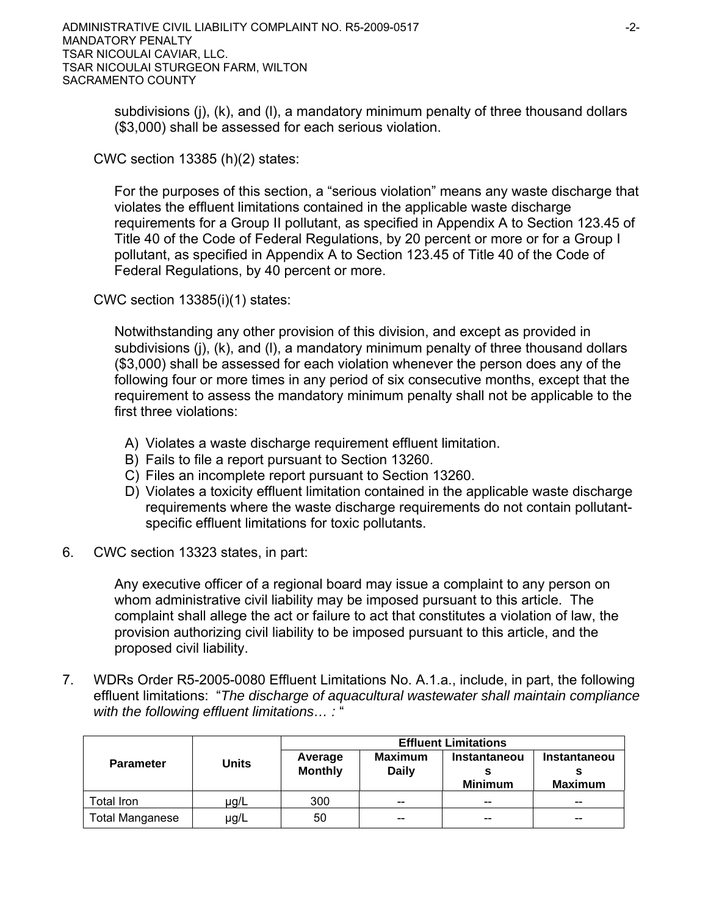subdivisions (j), (k), and (l), a mandatory minimum penalty of three thousand dollars ($3,000) shall be assessed for each serious violation.

CWC section 13385 (h)(2) states:

For the purposes of this section, a "serious violation" means any waste discharge that violates the effluent limitations contained in the applicable waste discharge requirements for a Group II pollutant, as specified in Appendix A to Section 123.45 of Title 40 of the Code of Federal Regulations, by 20 percent or more or for a Group I pollutant, as specified in Appendix A to Section 123.45 of Title 40 of the Code of Federal Regulations, by 40 percent or more.

CWC section 13385(i)(1) states:

Notwithstanding any other provision of this division, and except as provided in subdivisions (j), (k), and (l), a mandatory minimum penalty of three thousand dollars ($3,000) shall be assessed for each violation whenever the person does any of the following four or more times in any period of six consecutive months, except that the requirement to assess the mandatory minimum penalty shall not be applicable to the first three violations:

A) Violates a waste discharge requirement effluent limitation.
B) Fails to file a report pursuant to Section 13260.
C) Files an incomplete report pursuant to Section 13260.
D) Violates a toxicity effluent limitation contained in the applicable waste discharge requirements where the waste discharge requirements do not contain pollutant-specific effluent limitations for toxic pollutants.

6. CWC section 13323 states, in part:

Any executive officer of a regional board may issue a complaint to any person on whom administrative civil liability may be imposed pursuant to this article. The complaint shall allege the act or failure to act that constitutes a violation of law, the provision authorizing civil liability to be imposed pursuant to this article, and the proposed civil liability.

7. WDRs Order R5-2005-0080 Effluent Limitations No. A.1.a., include, in part, the following effluent limitations: "*The discharge of aquacultural wastewater shall maintain compliance with the following effluent limitations… :* "

| Parameter | Units | Effluent Limitations | | | |
|---|---|---|---|---|---|
| | | Average Monthly | Maximum Daily | Instantaneous Minimum | Instantaneous Maximum |
| Total Iron | µg/L | 300 | -- | -- | -- |
| Total Manganese | µg/L | 50 | -- | -- | -- |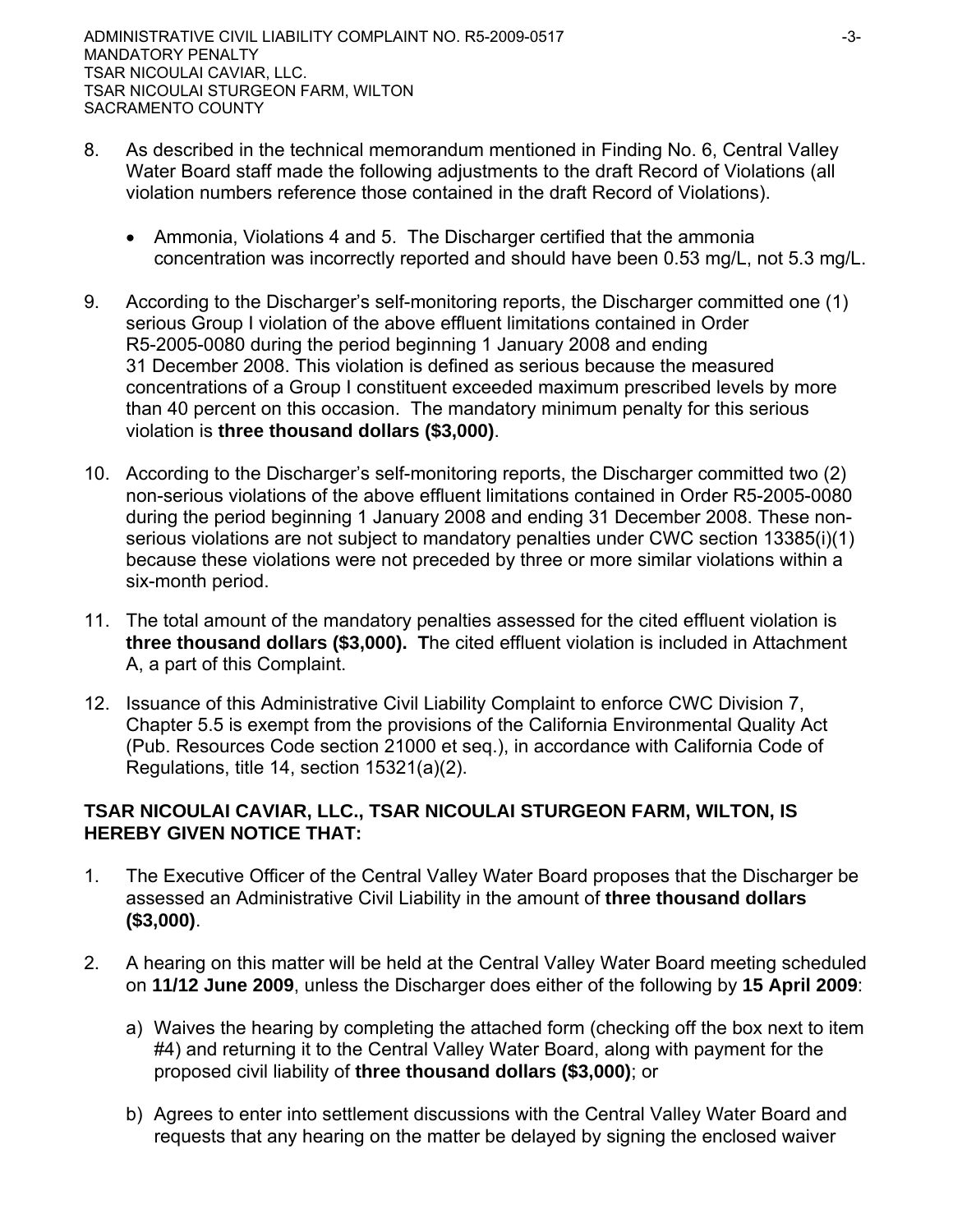8. As described in the technical memorandum mentioned in Finding No. 6, Central Valley Water Board staff made the following adjustments to the draft Record of Violations (all violation numbers reference those contained in the draft Record of Violations).

   - Ammonia, Violations 4 and 5. The Discharger certified that the ammonia concentration was incorrectly reported and should have been 0.53 mg/L, not 5.3 mg/L.

9. According to the Discharger's self-monitoring reports, the Discharger committed one (1) serious Group I violation of the above effluent limitations contained in Order R5-2005-0080 during the period beginning 1 January 2008 and ending 31 December 2008. This violation is defined as serious because the measured concentrations of a Group I constituent exceeded maximum prescribed levels by more than 40 percent on this occasion. The mandatory minimum penalty for this serious violation is **three thousand dollars ($3,000)**.

10. According to the Discharger's self-monitoring reports, the Discharger committed two (2) non-serious violations of the above effluent limitations contained in Order R5-2005-0080 during the period beginning 1 January 2008 and ending 31 December 2008. These non-serious violations are not subject to mandatory penalties under CWC section 13385(i)(1) because these violations were not preceded by three or more similar violations within a six-month period.

11. The total amount of the mandatory penalties assessed for the cited effluent violation is **three thousand dollars ($3,000). T**he cited effluent violation is included in Attachment A, a part of this Complaint.

12. Issuance of this Administrative Civil Liability Complaint to enforce CWC Division 7, Chapter 5.5 is exempt from the provisions of the California Environmental Quality Act (Pub. Resources Code section 21000 et seq.), in accordance with California Code of Regulations, title 14, section 15321(a)(2).

**TSAR NICOULAI CAVIAR, LLC., TSAR NICOULAI STURGEON FARM, WILTON, IS HEREBY GIVEN NOTICE THAT:**

1. The Executive Officer of the Central Valley Water Board proposes that the Discharger be assessed an Administrative Civil Liability in the amount of **three thousand dollars ($3,000)**.

2. A hearing on this matter will be held at the Central Valley Water Board meeting scheduled on **11/12 June 2009**, unless the Discharger does either of the following by **15 April 2009**:

   a) Waives the hearing by completing the attached form (checking off the box next to item #4) and returning it to the Central Valley Water Board, along with payment for the proposed civil liability of **three thousand dollars ($3,000)**; or

   b) Agrees to enter into settlement discussions with the Central Valley Water Board and requests that any hearing on the matter be delayed by signing the enclosed waiver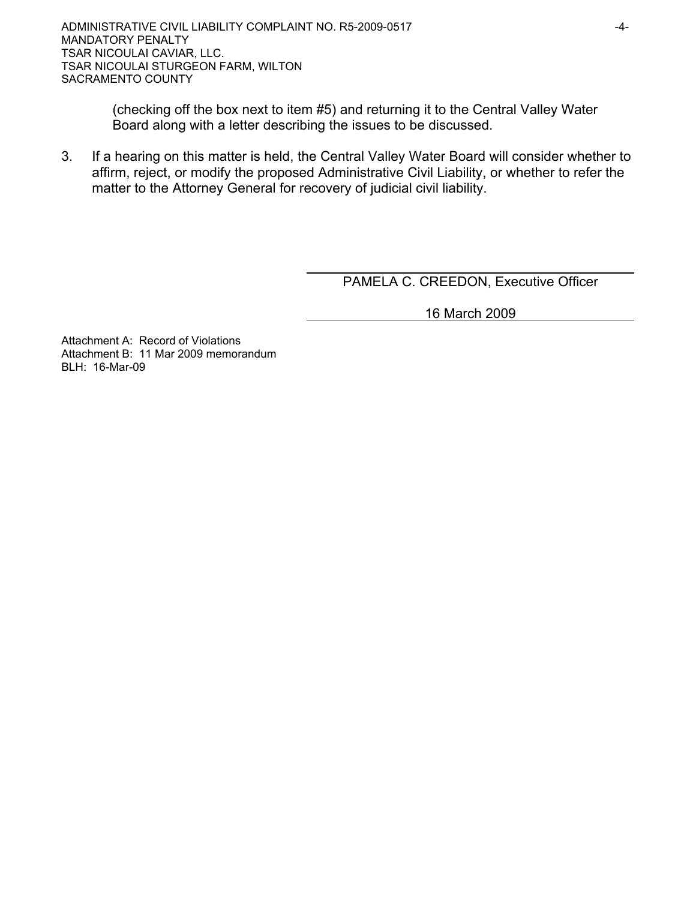(checking off the box next to item #5) and returning it to the Central Valley Water Board along with a letter describing the issues to be discussed.

3. If a hearing on this matter is held, the Central Valley Water Board will consider whether to affirm, reject, or modify the proposed Administrative Civil Liability, or whether to refer the matter to the Attorney General for recovery of judicial civil liability.

PAMELA C. CREEDON, Executive Officer

16 March 2009

Attachment A: Record of Violations
Attachment B: 11 Mar 2009 memorandum
BLH: 16-Mar-09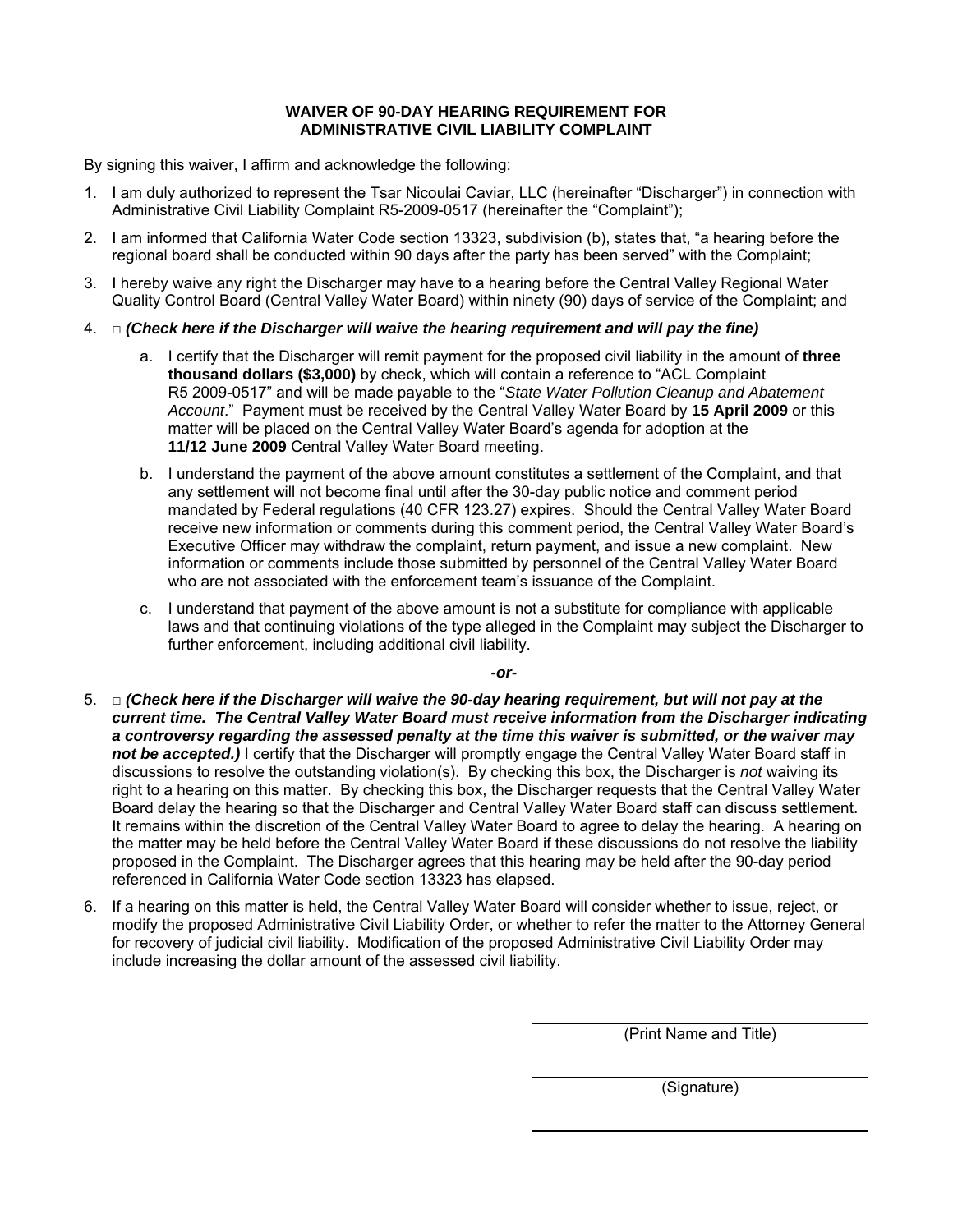**WAIVER OF 90-DAY HEARING REQUIREMENT FOR ADMINISTRATIVE CIVIL LIABILITY COMPLAINT**

By signing this waiver, I affirm and acknowledge the following:

1. I am duly authorized to represent the Tsar Nicoulai Caviar, LLC (hereinafter "Discharger") in connection with Administrative Civil Liability Complaint R5-2009-0517 (hereinafter the "Complaint");

2. I am informed that California Water Code section 13323, subdivision (b), states that, "a hearing before the regional board shall be conducted within 90 days after the party has been served" with the Complaint;

3. I hereby waive any right the Discharger may have to a hearing before the Central Valley Regional Water Quality Control Board (Central Valley Water Board) within ninety (90) days of service of the Complaint; and

4. □ ***(Check here if the Discharger will waive the hearing requirement and will pay the fine)***

   a. I certify that the Discharger will remit payment for the proposed civil liability in the amount of **three thousand dollars ($3,000)** by check, which will contain a reference to "ACL Complaint R5 2009-0517" and will be made payable to the "*State Water Pollution Cleanup and Abatement Account*." Payment must be received by the Central Valley Water Board by **15 April 2009** or this matter will be placed on the Central Valley Water Board's agenda for adoption at the **11/12 June 2009** Central Valley Water Board meeting.

   b. I understand the payment of the above amount constitutes a settlement of the Complaint, and that any settlement will not become final until after the 30-day public notice and comment period mandated by Federal regulations (40 CFR 123.27) expires. Should the Central Valley Water Board receive new information or comments during this comment period, the Central Valley Water Board's Executive Officer may withdraw the complaint, return payment, and issue a new complaint. New information or comments include those submitted by personnel of the Central Valley Water Board who are not associated with the enforcement team's issuance of the Complaint.

   c. I understand that payment of the above amount is not a substitute for compliance with applicable laws and that continuing violations of the type alleged in the Complaint may subject the Discharger to further enforcement, including additional civil liability.

***-or-***

5. □ ***(Check here if the Discharger will waive the 90-day hearing requirement, but will not pay at the current time. The Central Valley Water Board must receive information from the Discharger indicating a controversy regarding the assessed penalty at the time this waiver is submitted, or the waiver may not be accepted.)*** I certify that the Discharger will promptly engage the Central Valley Water Board staff in discussions to resolve the outstanding violation(s). By checking this box, the Discharger is *not* waiving its right to a hearing on this matter. By checking this box, the Discharger requests that the Central Valley Water Board delay the hearing so that the Discharger and Central Valley Water Board staff can discuss settlement. It remains within the discretion of the Central Valley Water Board to agree to delay the hearing. A hearing on the matter may be held before the Central Valley Water Board if these discussions do not resolve the liability proposed in the Complaint. The Discharger agrees that this hearing may be held after the 90-day period referenced in California Water Code section 13323 has elapsed.

6. If a hearing on this matter is held, the Central Valley Water Board will consider whether to issue, reject, or modify the proposed Administrative Civil Liability Order, or whether to refer the matter to the Attorney General for recovery of judicial civil liability. Modification of the proposed Administrative Civil Liability Order may include increasing the dollar amount of the assessed civil liability.

\_\_\_\_\_\_\_\_\_\_\_\_\_\_\_\_\_\_\_\_\_\_\_\_\_\_\_\_\_\_\_\_\_\_\_\_\_\_

(Print Name and Title)

\_\_\_\_\_\_\_\_\_\_\_\_\_\_\_\_\_\_\_\_\_\_\_\_\_\_\_\_\_\_\_\_\_\_\_\_\_\_

(Signature)

\_\_\_\_\_\_\_\_\_\_\_\_\_\_\_\_\_\_\_\_\_\_\_\_\_\_\_\_\_\_\_\_\_\_\_\_\_\_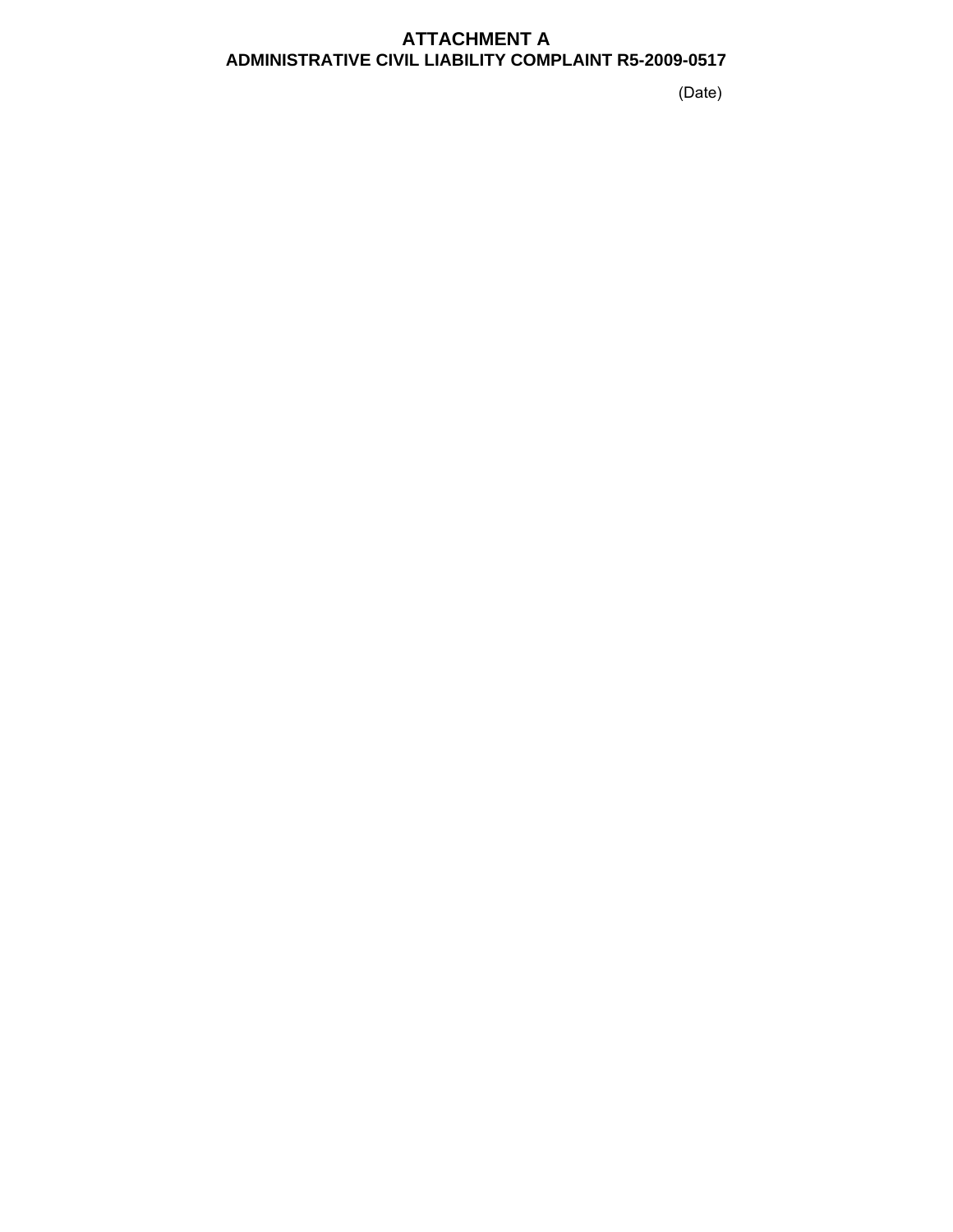# ATTACHMENT A
## ADMINISTRATIVE CIVIL LIABILITY COMPLAINT R5-2009-0517

(Date)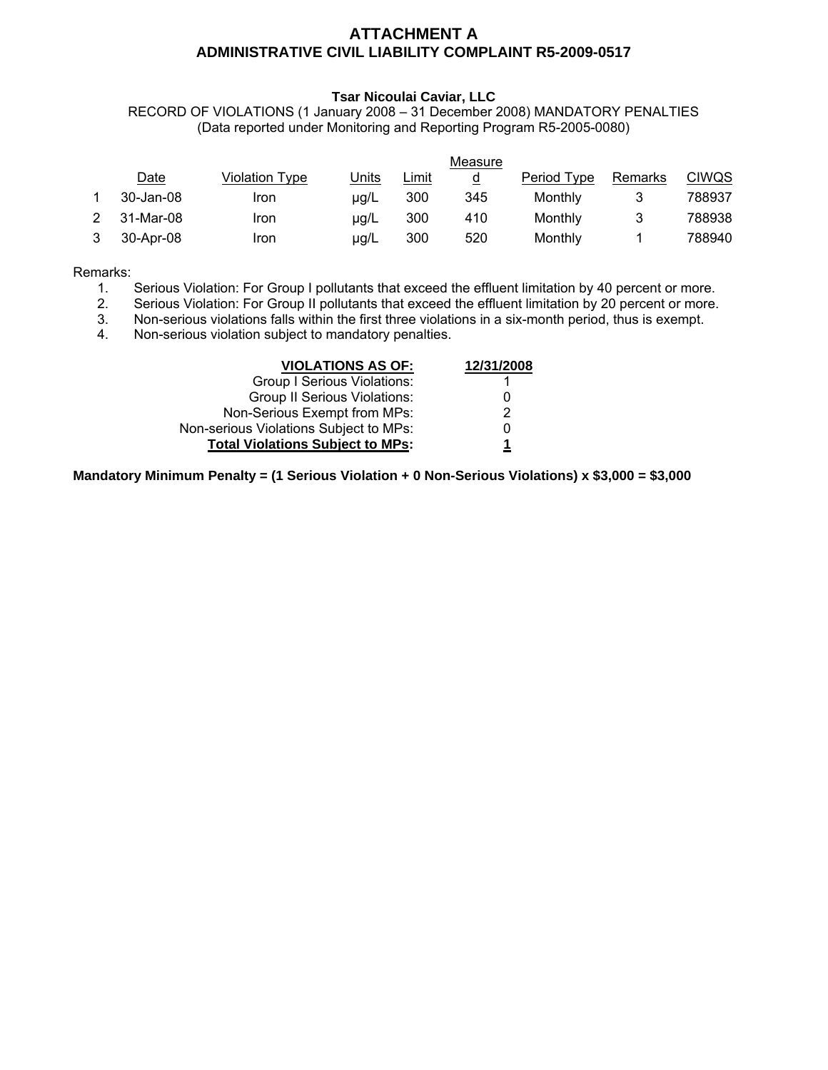# ATTACHMENT A
## ADMINISTRATIVE CIVIL LIABILITY COMPLAINT R5-2009-0517

**Tsar Nicoulai Caviar, LLC**

RECORD OF VIOLATIONS (1 January 2008 – 31 December 2008) MANDATORY PENALTIES
(Data reported under Monitoring and Reporting Program R5-2005-0080)

| | Date | Violation Type | Units | Limit | Measured | Period Type | Remarks | CIWQS |
|---|---|---|---|---|---|---|---|---|
| 1 | 30-Jan-08 | Iron | μg/L | 300 | 345 | Monthly | 3 | 788937 |
| 2 | 31-Mar-08 | Iron | μg/L | 300 | 410 | Monthly | 3 | 788938 |
| 3 | 30-Apr-08 | Iron | μg/L | 300 | 520 | Monthly | 1 | 788940 |

Remarks:

1. Serious Violation: For Group I pollutants that exceed the effluent limitation by 40 percent or more.
2. Serious Violation: For Group II pollutants that exceed the effluent limitation by 20 percent or more.
3. Non-serious violations falls within the first three violations in a six-month period, thus is exempt.
4. Non-serious violation subject to mandatory penalties.

| **VIOLATIONS AS OF:** | **12/31/2008** |
|---|---|
| Group I Serious Violations: | 1 |
| Group II Serious Violations: | 0 |
| Non-Serious Exempt from MPs: | 2 |
| Non-serious Violations Subject to MPs: | 0 |
| **Total Violations Subject to MPs:** | **1** |

**Mandatory Minimum Penalty = (1 Serious Violation + 0 Non-Serious Violations) x $3,000 = $3,000**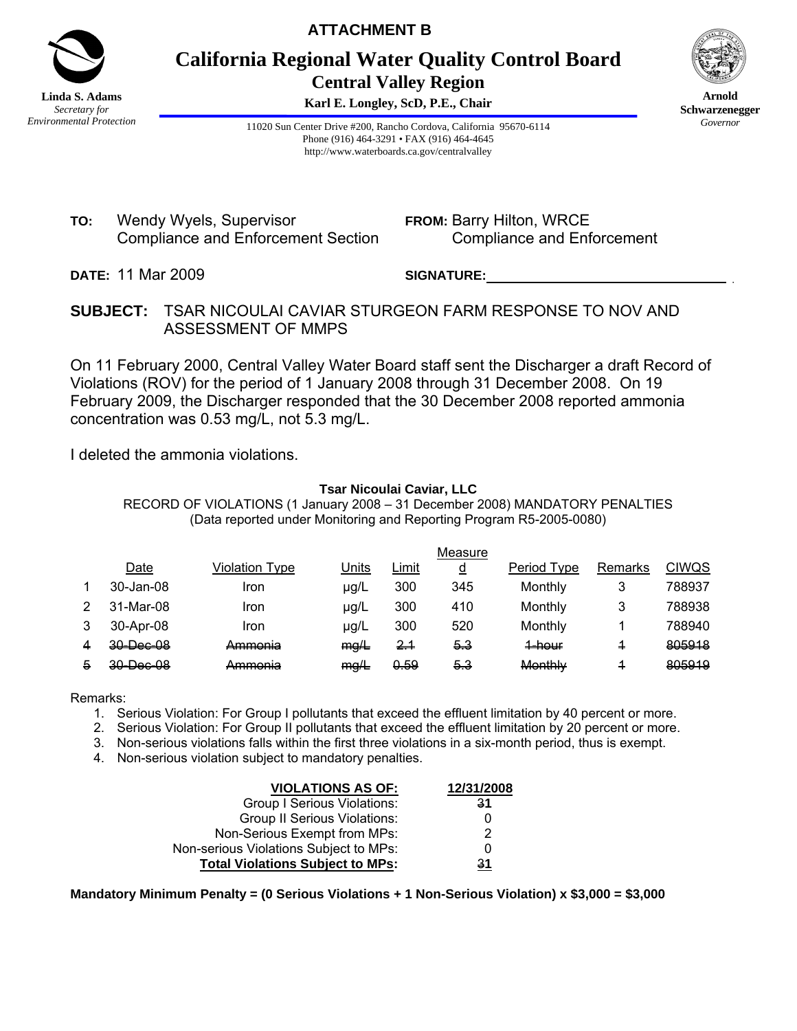**ATTACHMENT B**

# California Regional Water Quality Control Board
## Central Valley Region

**Karl E. Longley, ScD, P.E., Chair**

**Linda S. Adams**
*Secretary for Environmental Protection*

**Arnold Schwarzenegger**
*Governor*

11020 Sun Center Drive #200, Rancho Cordova, California 95670-6114
Phone (916) 464-3291 • FAX (916) 464-4645
http://www.waterboards.ca.gov/centralvalley

**TO:** Wendy Wyels, Supervisor
Compliance and Enforcement Section

**FROM:** Barry Hilton, WRCE
Compliance and Enforcement

**DATE:** 11 Mar 2009

**SIGNATURE:** ______________________________

**SUBJECT: TSAR NICOULAI CAVIAR STURGEON FARM RESPONSE TO NOV AND ASSESSMENT OF MMPS**

On 11 February 2000, Central Valley Water Board staff sent the Discharger a draft Record of Violations (ROV) for the period of 1 January 2008 through 31 December 2008. On 19 February 2009, the Discharger responded that the 30 December 2008 reported ammonia concentration was 0.53 mg/L, not 5.3 mg/L.

I deleted the ammonia violations.

**Tsar Nicoulai Caviar, LLC**
RECORD OF VIOLATIONS (1 January 2008 – 31 December 2008) MANDATORY PENALTIES
(Data reported under Monitoring and Reporting Program R5-2005-0080)

| | Date | Violation Type | Units | Limit | Measured | Period Type | Remarks | CIWQS |
|---|---|---|---|---|---|---|---|---|
| 1 | 30-Jan-08 | Iron | µg/L | 300 | 345 | Monthly | 3 | 788937 |
| 2 | 31-Mar-08 | Iron | µg/L | 300 | 410 | Monthly | 3 | 788938 |
| 3 | 30-Apr-08 | Iron | µg/L | 300 | 520 | Monthly | 1 | 788940 |
| ~~4~~ | ~~30-Dec-08~~ | ~~Ammonia~~ | ~~mg/L~~ | ~~2.1~~ | ~~5.3~~ | ~~1-hour~~ | ~~1~~ | ~~805918~~ |
| ~~5~~ | ~~30-Dec-08~~ | ~~Ammonia~~ | ~~mg/L~~ | ~~0.59~~ | ~~5.3~~ | ~~Monthly~~ | ~~1~~ | ~~805919~~ |

Remarks:
1. Serious Violation: For Group I pollutants that exceed the effluent limitation by 40 percent or more.
2. Serious Violation: For Group II pollutants that exceed the effluent limitation by 20 percent or more.
3. Non-serious violations falls within the first three violations in a six-month period, thus is exempt.
4. Non-serious violation subject to mandatory penalties.

| **VIOLATIONS AS OF:** | **12/31/2008** |
|---|---|
| Group I Serious Violations: | ~~3~~1 |
| Group II Serious Violations: | 0 |
| Non-Serious Exempt from MPs: | 2 |
| Non-serious Violations Subject to MPs: | 0 |
| **Total Violations Subject to MPs:** | **~~3~~1** |

**Mandatory Minimum Penalty = (0 Serious Violations + 1 Non-Serious Violation) x $3,000 = $3,000**